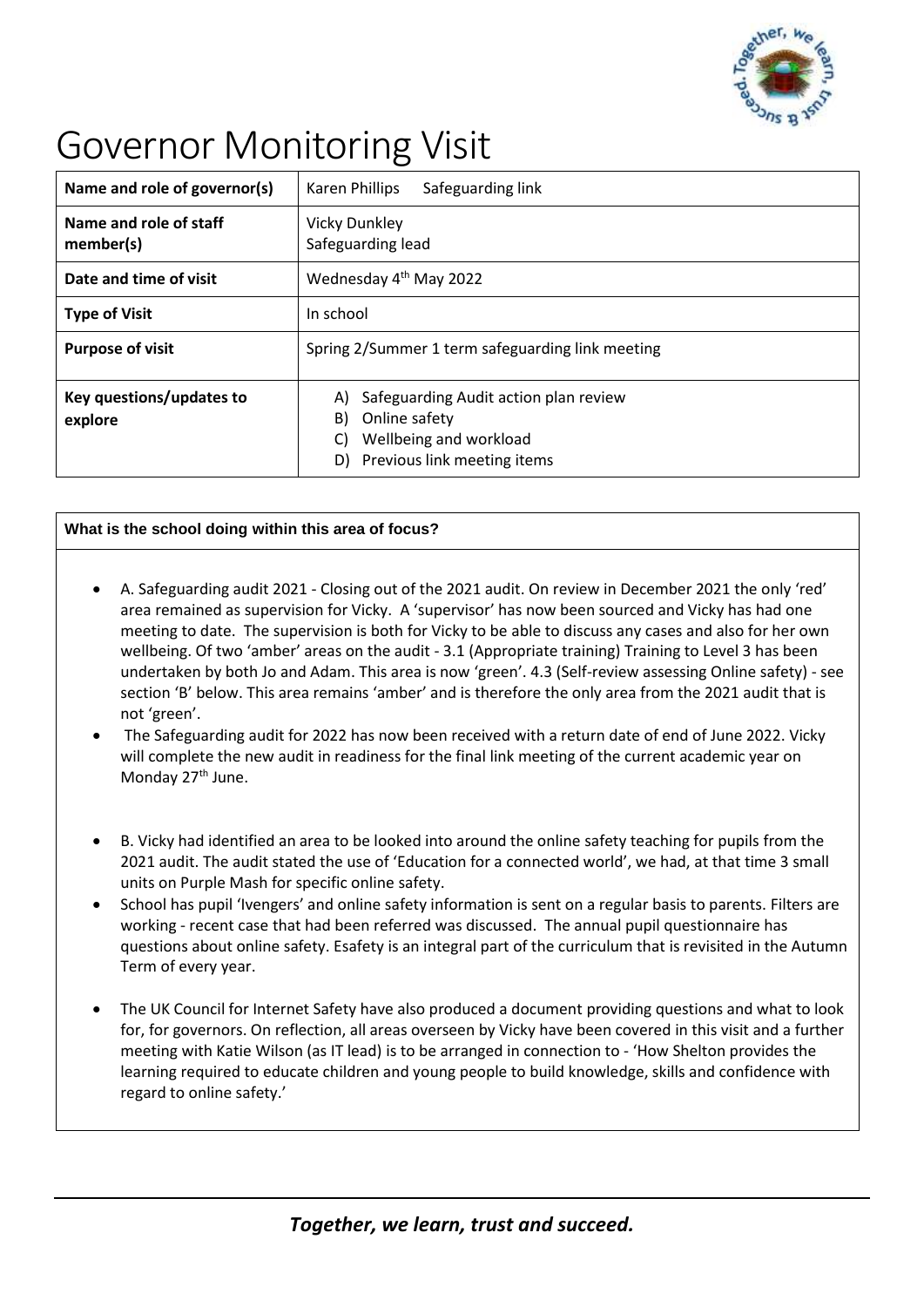# Governor Monitoring Visit

| **Name and role of governor(s)** | Karen Phillips    Safeguarding link |
|---|---|
| **Name and role of staff member(s)** | Vicky Dunkley<br>Safeguarding lead |
| **Date and time of visit** | Wednesday 4th May 2022 |
| **Type of Visit** | In school |
| **Purpose of visit** | Spring 2/Summer 1 term safeguarding link meeting |
| **Key questions/updates to explore** | A) Safeguarding Audit action plan review<br>B) Online safety<br>C) Wellbeing and workload<br>D) Previous link meeting items |

**What is the school doing within this area of focus?**

- A. Safeguarding audit 2021 - Closing out of the 2021 audit. On review in December 2021 the only 'red' area remained as supervision for Vicky. A 'supervisor' has now been sourced and Vicky has had one meeting to date. The supervision is both for Vicky to be able to discuss any cases and also for her own wellbeing. Of two 'amber' areas on the audit - 3.1 (Appropriate training) Training to Level 3 has been undertaken by both Jo and Adam. This area is now 'green'. 4.3 (Self-review assessing Online safety) - see section 'B' below. This area remains 'amber' and is therefore the only area from the 2021 audit that is not 'green'.
- The Safeguarding audit for 2022 has now been received with a return date of end of June 2022. Vicky will complete the new audit in readiness for the final link meeting of the current academic year on Monday 27th June.

- B. Vicky had identified an area to be looked into around the online safety teaching for pupils from the 2021 audit. The audit stated the use of 'Education for a connected world', we had, at that time 3 small units on Purple Mash for specific online safety.
- School has pupil 'Ivengers' and online safety information is sent on a regular basis to parents. Filters are working - recent case that had been referred was discussed. The annual pupil questionnaire has questions about online safety. Esafety is an integral part of the curriculum that is revisited in the Autumn Term of every year.

- The UK Council for Internet Safety have also produced a document providing questions and what to look for, for governors. On reflection, all areas overseen by Vicky have been covered in this visit and a further meeting with Katie Wilson (as IT lead) is to be arranged in connection to - 'How Shelton provides the learning required to educate children and young people to build knowledge, skills and confidence with regard to online safety.'

*Together, we learn, trust and succeed.*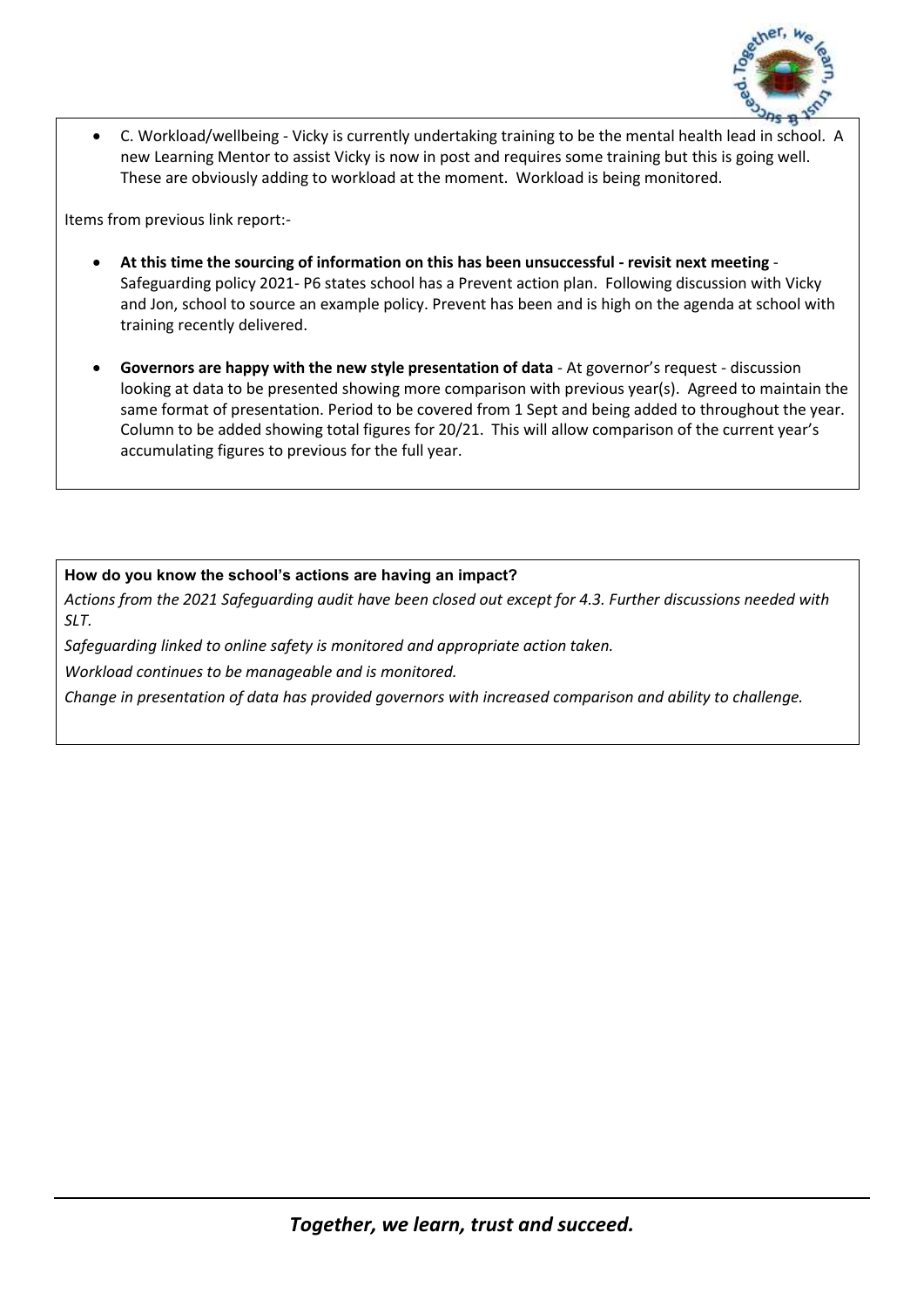- C. Workload/wellbeing - Vicky is currently undertaking training to be the mental health lead in school. A new Learning Mentor to assist Vicky is now in post and requires some training but this is going well. These are obviously adding to workload at the moment. Workload is being monitored.

Items from previous link report:-

- **At this time the sourcing of information on this has been unsuccessful - revisit next meeting** - Safeguarding policy 2021- P6 states school has a Prevent action plan. Following discussion with Vicky and Jon, school to source an example policy. Prevent has been and is high on the agenda at school with training recently delivered.

- **Governors are happy with the new style presentation of data** - At governor's request - discussion looking at data to be presented showing more comparison with previous year(s). Agreed to maintain the same format of presentation. Period to be covered from 1 Sept and being added to throughout the year. Column to be added showing total figures for 20/21. This will allow comparison of the current year's accumulating figures to previous for the full year.

**How do you know the school's actions are having an impact?**

*Actions from the 2021 Safeguarding audit have been closed out except for 4.3. Further discussions needed with SLT.*

*Safeguarding linked to online safety is monitored and appropriate action taken.*

*Workload continues to be manageable and is monitored.*

*Change in presentation of data has provided governors with increased comparison and ability to challenge.*